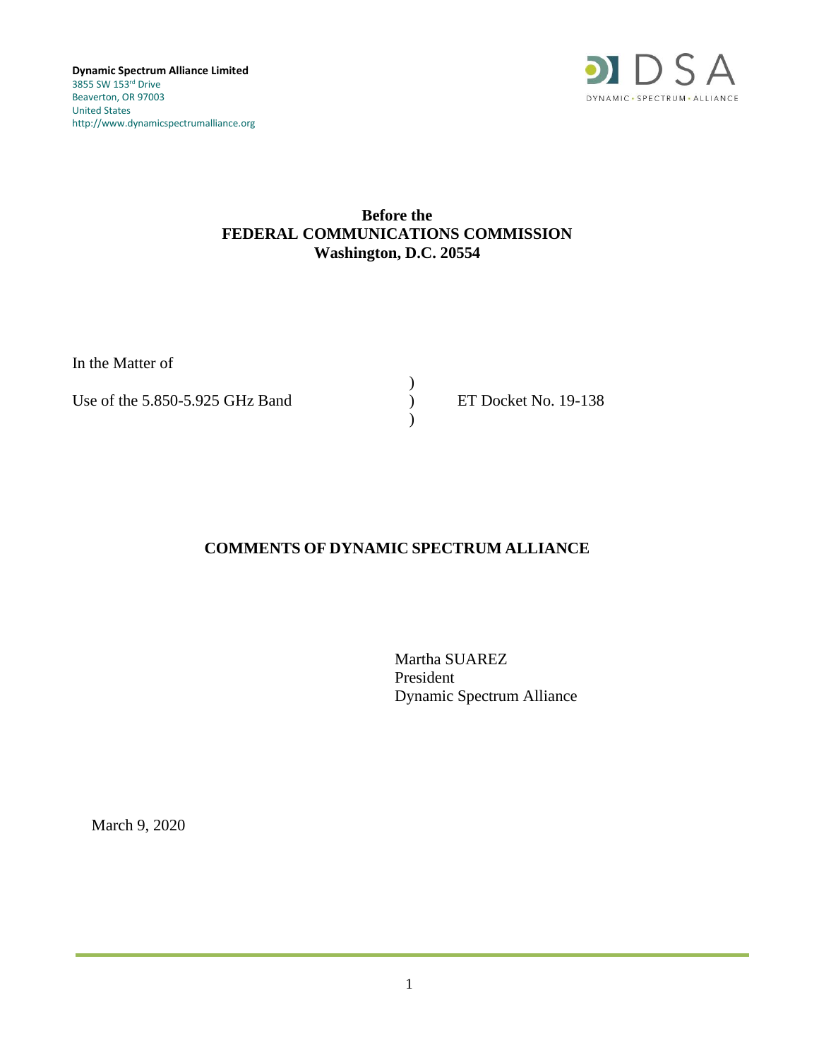**Dynamic Spectrum Alliance Limited**
3855 SW 153rd Drive
Beaverton, OR 97003
United States
http://www.dynamicspectrumalliance.org

DSA
DYNAMIC • SPECTRUM • ALLIANCE

**Before the**
**FEDERAL COMMUNICATIONS COMMISSION**
**Washington, D.C. 20554**

In the Matter of

| | | |
|---|---|---|
| | ) | |
| Use of the 5.850-5.925 GHz Band | ) | ET Docket No. 19-138 |
| | ) | |

## COMMENTS OF DYNAMIC SPECTRUM ALLIANCE

Martha SUAREZ
President
Dynamic Spectrum Alliance

March 9, 2020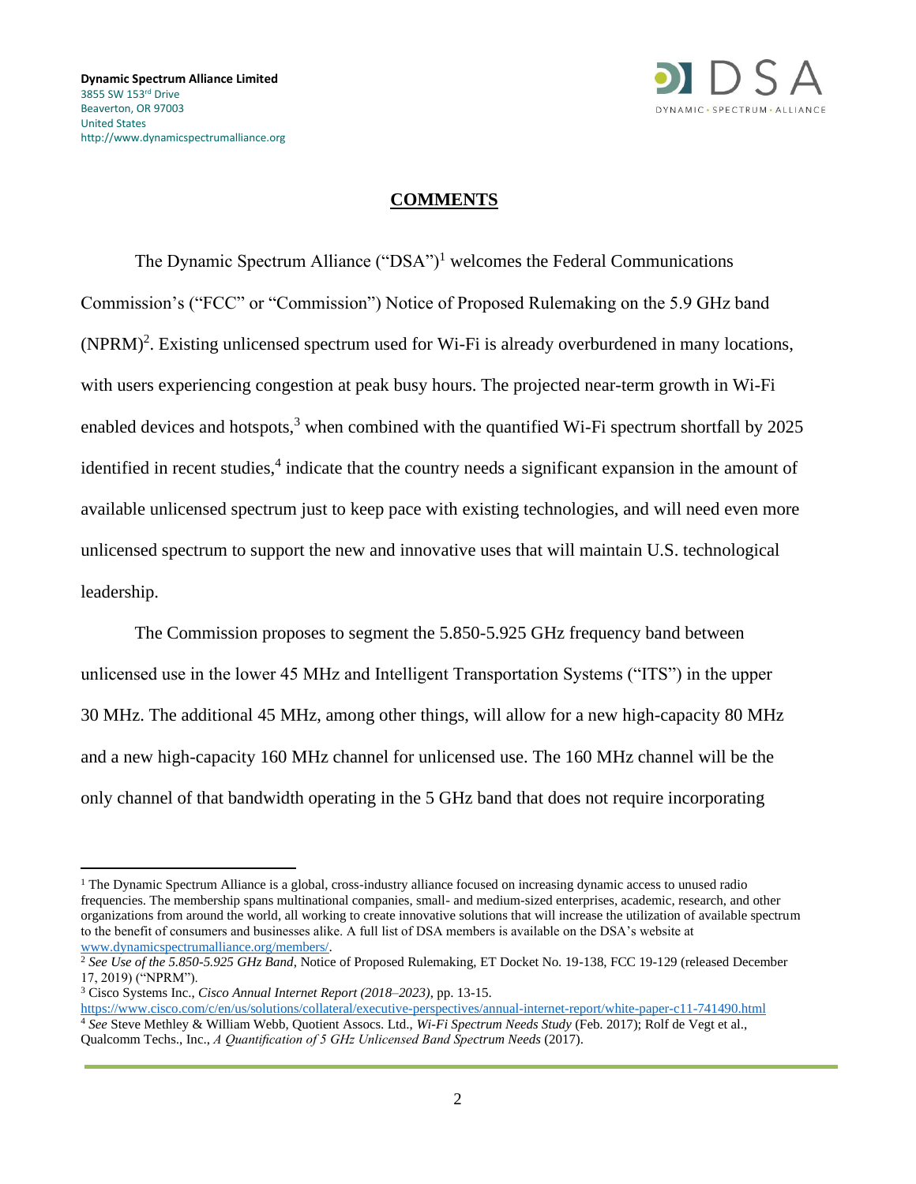**Dynamic Spectrum Alliance Limited**
3855 SW 153rd Drive
Beaverton, OR 97003
United States
http://www.dynamicspectrumalliance.org

## COMMENTS

The Dynamic Spectrum Alliance ("DSA")[1] welcomes the Federal Communications Commission's ("FCC" or "Commission") Notice of Proposed Rulemaking on the 5.9 GHz band (NPRM)[2]. Existing unlicensed spectrum used for Wi-Fi is already overburdened in many locations, with users experiencing congestion at peak busy hours. The projected near-term growth in Wi-Fi enabled devices and hotspots,[3] when combined with the quantified Wi-Fi spectrum shortfall by 2025 identified in recent studies,[4] indicate that the country needs a significant expansion in the amount of available unlicensed spectrum just to keep pace with existing technologies, and will need even more unlicensed spectrum to support the new and innovative uses that will maintain U.S. technological leadership.

The Commission proposes to segment the 5.850-5.925 GHz frequency band between unlicensed use in the lower 45 MHz and Intelligent Transportation Systems ("ITS") in the upper 30 MHz. The additional 45 MHz, among other things, will allow for a new high-capacity 80 MHz and a new high-capacity 160 MHz channel for unlicensed use. The 160 MHz channel will be the only channel of that bandwidth operating in the 5 GHz band that does not require incorporating

---

[1] The Dynamic Spectrum Alliance is a global, cross-industry alliance focused on increasing dynamic access to unused radio frequencies. The membership spans multinational companies, small- and medium-sized enterprises, academic, research, and other organizations from around the world, all working to create innovative solutions that will increase the utilization of available spectrum to the benefit of consumers and businesses alike. A full list of DSA members is available on the DSA's website at www.dynamicspectrumalliance.org/members/.

[2] *See Use of the 5.850-5.925 GHz Band*, Notice of Proposed Rulemaking, ET Docket No. 19-138, FCC 19-129 (released December 17, 2019) ("NPRM").

[3] Cisco Systems Inc., *Cisco Annual Internet Report (2018–2023)*, pp. 13-15. https://www.cisco.com/c/en/us/solutions/collateral/executive-perspectives/annual-internet-report/white-paper-c11-741490.html

[4] *See* Steve Methley & William Webb, Quotient Assocs. Ltd., *Wi-Fi Spectrum Needs Study* (Feb. 2017); Rolf de Vegt et al., Qualcomm Techs., Inc., *A Quantification of 5 GHz Unlicensed Band Spectrum Needs* (2017).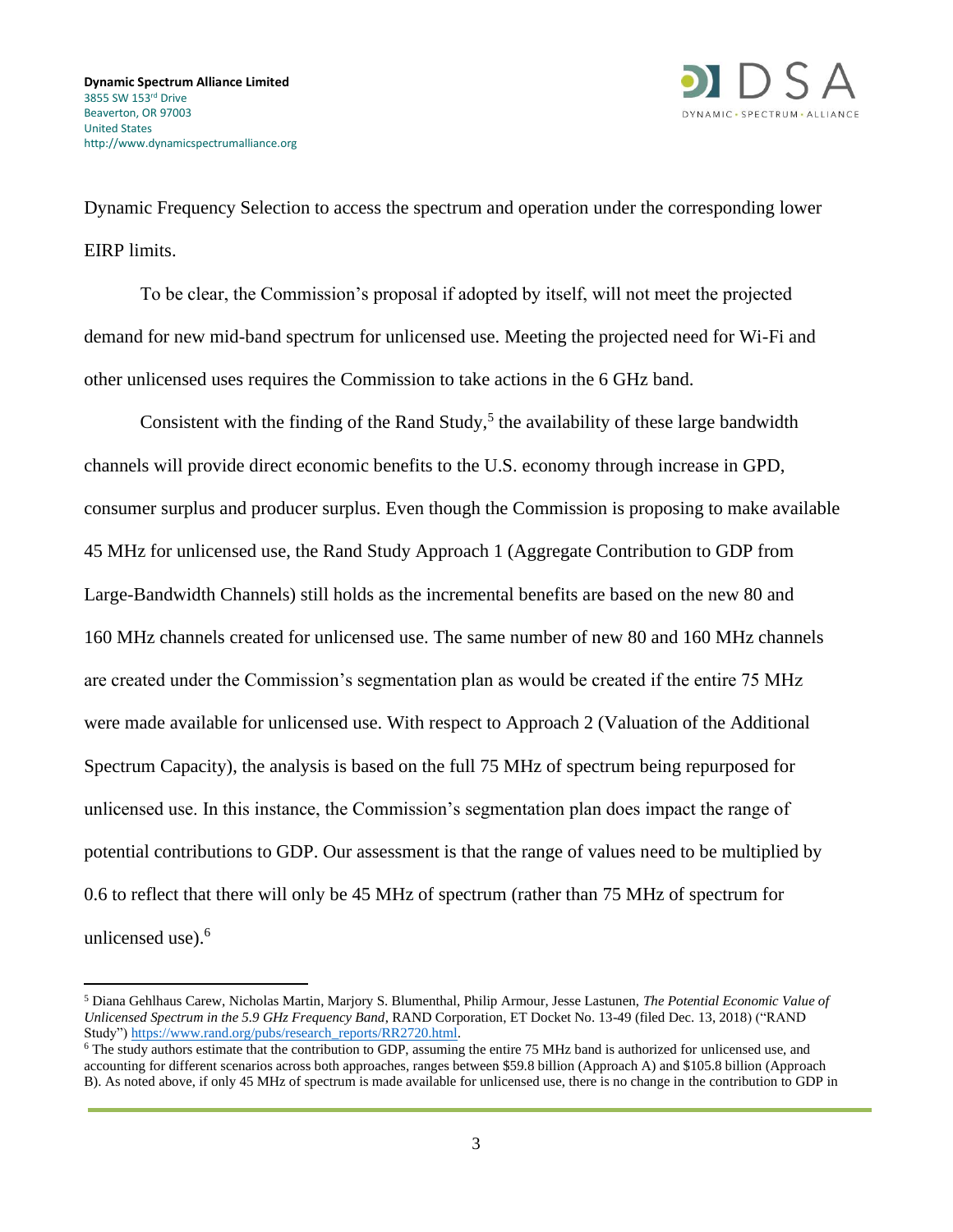Dynamic Frequency Selection to access the spectrum and operation under the corresponding lower EIRP limits.

To be clear, the Commission's proposal if adopted by itself, will not meet the projected demand for new mid-band spectrum for unlicensed use. Meeting the projected need for Wi-Fi and other unlicensed uses requires the Commission to take actions in the 6 GHz band.

Consistent with the finding of the Rand Study,[5] the availability of these large bandwidth channels will provide direct economic benefits to the U.S. economy through increase in GPD, consumer surplus and producer surplus. Even though the Commission is proposing to make available 45 MHz for unlicensed use, the Rand Study Approach 1 (Aggregate Contribution to GDP from Large-Bandwidth Channels) still holds as the incremental benefits are based on the new 80 and 160 MHz channels created for unlicensed use. The same number of new 80 and 160 MHz channels are created under the Commission's segmentation plan as would be created if the entire 75 MHz were made available for unlicensed use. With respect to Approach 2 (Valuation of the Additional Spectrum Capacity), the analysis is based on the full 75 MHz of spectrum being repurposed for unlicensed use. In this instance, the Commission's segmentation plan does impact the range of potential contributions to GDP. Our assessment is that the range of values need to be multiplied by 0.6 to reflect that there will only be 45 MHz of spectrum (rather than 75 MHz of spectrum for unlicensed use).[6]

---

[5] Diana Gehlhaus Carew, Nicholas Martin, Marjory S. Blumenthal, Philip Armour, Jesse Lastunen, *The Potential Economic Value of Unlicensed Spectrum in the 5.9 GHz Frequency Band*, RAND Corporation, ET Docket No. 13-49 (filed Dec. 13, 2018) ("RAND Study") https://www.rand.org/pubs/research_reports/RR2720.html.

[6] The study authors estimate that the contribution to GDP, assuming the entire 75 MHz band is authorized for unlicensed use, and accounting for different scenarios across both approaches, ranges between $59.8 billion (Approach A) and $105.8 billion (Approach B). As noted above, if only 45 MHz of spectrum is made available for unlicensed use, there is no change in the contribution to GDP in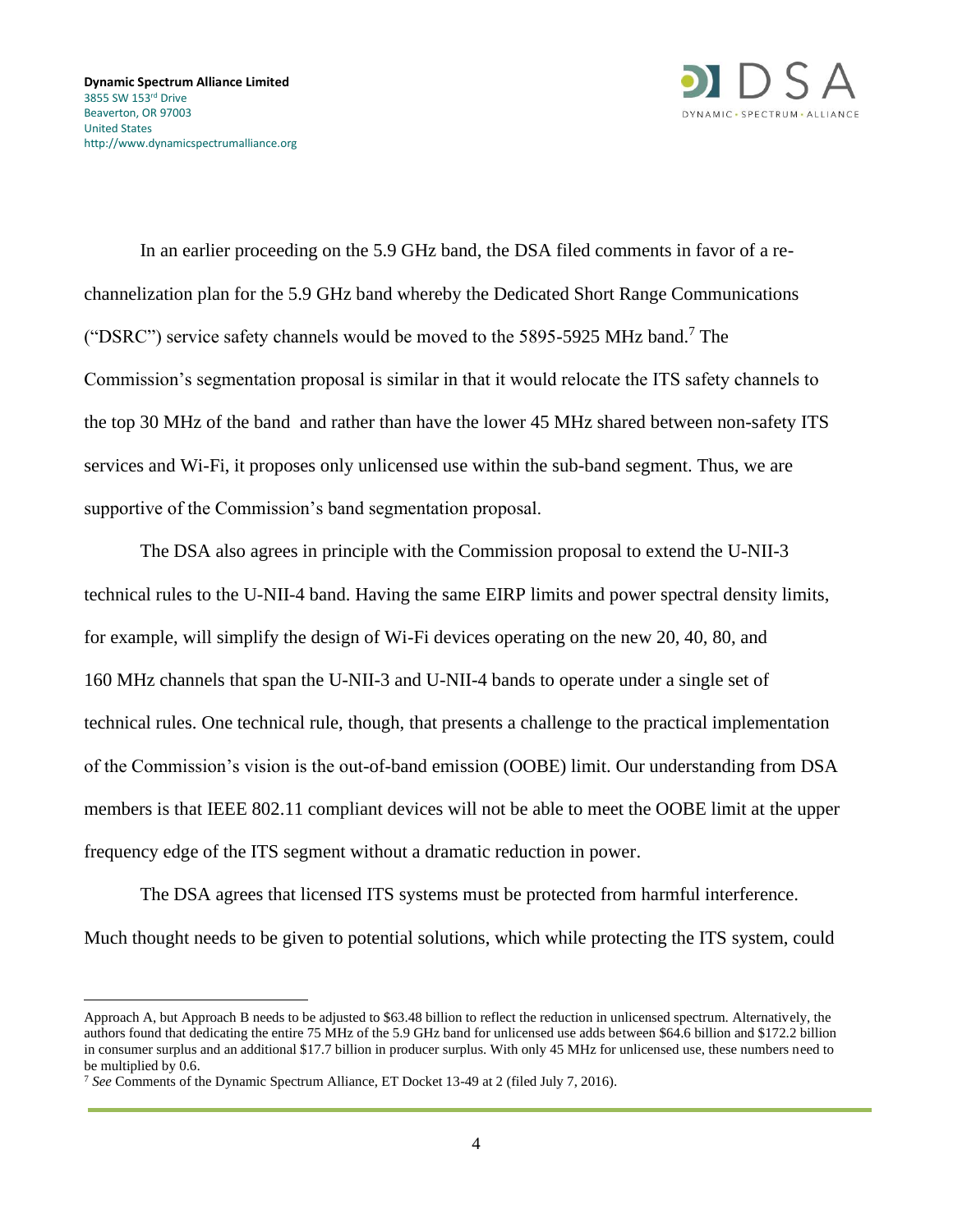In an earlier proceeding on the 5.9 GHz band, the DSA filed comments in favor of a re-channelization plan for the 5.9 GHz band whereby the Dedicated Short Range Communications ("DSRC") service safety channels would be moved to the 5895-5925 MHz band.[7] The Commission's segmentation proposal is similar in that it would relocate the ITS safety channels to the top 30 MHz of the band and rather than have the lower 45 MHz shared between non-safety ITS services and Wi-Fi, it proposes only unlicensed use within the sub-band segment. Thus, we are supportive of the Commission's band segmentation proposal.

The DSA also agrees in principle with the Commission proposal to extend the U-NII-3 technical rules to the U-NII-4 band. Having the same EIRP limits and power spectral density limits, for example, will simplify the design of Wi-Fi devices operating on the new 20, 40, 80, and 160 MHz channels that span the U-NII-3 and U-NII-4 bands to operate under a single set of technical rules. One technical rule, though, that presents a challenge to the practical implementation of the Commission's vision is the out-of-band emission (OOBE) limit. Our understanding from DSA members is that IEEE 802.11 compliant devices will not be able to meet the OOBE limit at the upper frequency edge of the ITS segment without a dramatic reduction in power.

The DSA agrees that licensed ITS systems must be protected from harmful interference. Much thought needs to be given to potential solutions, which while protecting the ITS system, could

---

Approach A, but Approach B needs to be adjusted to $63.48 billion to reflect the reduction in unlicensed spectrum. Alternatively, the authors found that dedicating the entire 75 MHz of the 5.9 GHz band for unlicensed use adds between $64.6 billion and $172.2 billion in consumer surplus and an additional $17.7 billion in producer surplus. With only 45 MHz for unlicensed use, these numbers need to be multiplied by 0.6.

[7] *See* Comments of the Dynamic Spectrum Alliance, ET Docket 13-49 at 2 (filed July 7, 2016).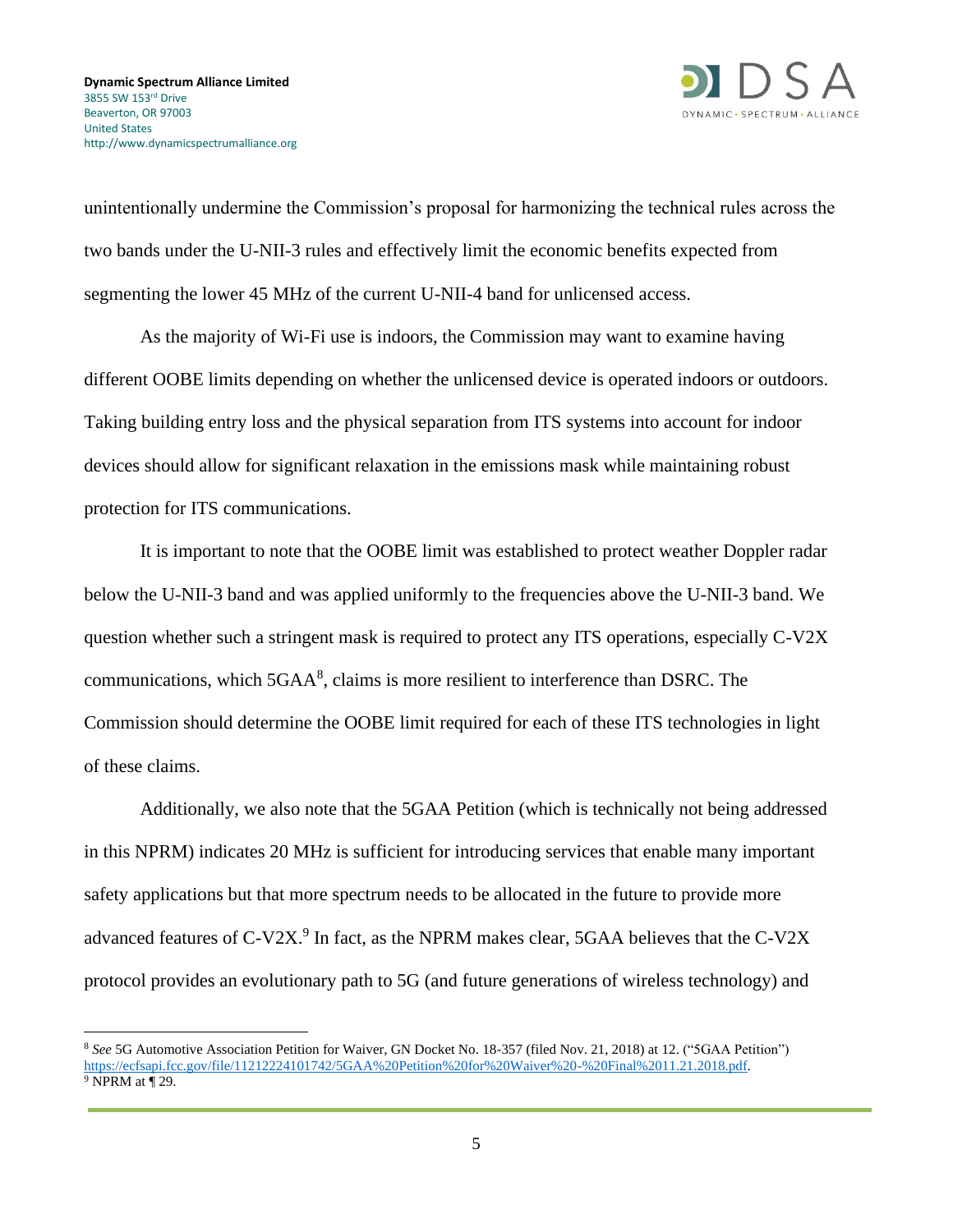unintentionally undermine the Commission's proposal for harmonizing the technical rules across the two bands under the U-NII-3 rules and effectively limit the economic benefits expected from segmenting the lower 45 MHz of the current U-NII-4 band for unlicensed access.

As the majority of Wi-Fi use is indoors, the Commission may want to examine having different OOBE limits depending on whether the unlicensed device is operated indoors or outdoors. Taking building entry loss and the physical separation from ITS systems into account for indoor devices should allow for significant relaxation in the emissions mask while maintaining robust protection for ITS communications.

It is important to note that the OOBE limit was established to protect weather Doppler radar below the U-NII-3 band and was applied uniformly to the frequencies above the U-NII-3 band. We question whether such a stringent mask is required to protect any ITS operations, especially C-V2X communications, which 5GAA[8], claims is more resilient to interference than DSRC. The Commission should determine the OOBE limit required for each of these ITS technologies in light of these claims.

Additionally, we also note that the 5GAA Petition (which is technically not being addressed in this NPRM) indicates 20 MHz is sufficient for introducing services that enable many important safety applications but that more spectrum needs to be allocated in the future to provide more advanced features of C-V2X.[9] In fact, as the NPRM makes clear, 5GAA believes that the C-V2X protocol provides an evolutionary path to 5G (and future generations of wireless technology) and

---

[8] *See* 5G Automotive Association Petition for Waiver, GN Docket No. 18-357 (filed Nov. 21, 2018) at 12. ("5GAA Petition") https://ecfsapi.fcc.gov/file/11212224101742/5GAA%20Petition%20for%20Waiver%20-%20Final%2011.21.2018.pdf.

[9] NPRM at ¶ 29.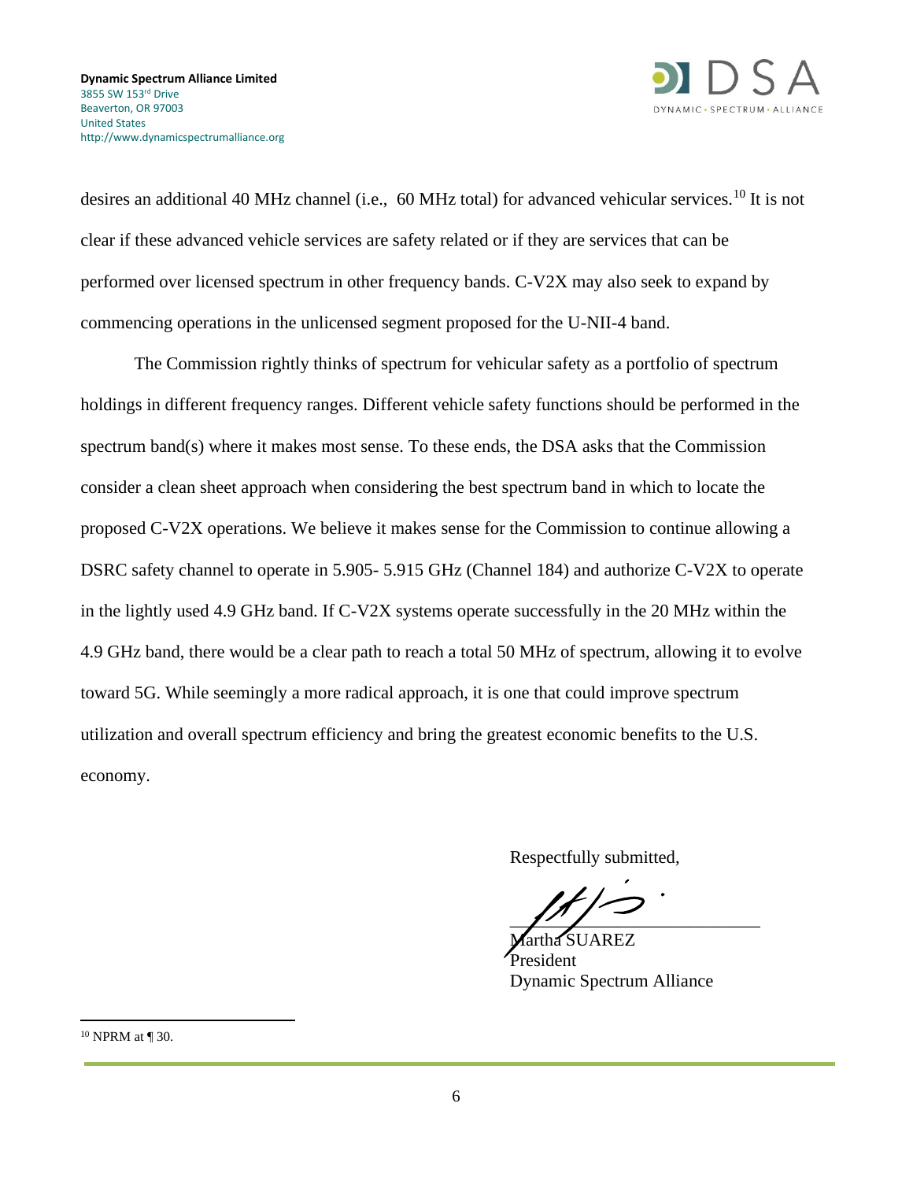desires an additional 40 MHz channel (i.e., 60 MHz total) for advanced vehicular services.[10] It is not clear if these advanced vehicle services are safety related or if they are services that can be performed over licensed spectrum in other frequency bands. C-V2X may also seek to expand by commencing operations in the unlicensed segment proposed for the U-NII-4 band.

The Commission rightly thinks of spectrum for vehicular safety as a portfolio of spectrum holdings in different frequency ranges. Different vehicle safety functions should be performed in the spectrum band(s) where it makes most sense. To these ends, the DSA asks that the Commission consider a clean sheet approach when considering the best spectrum band in which to locate the proposed C-V2X operations. We believe it makes sense for the Commission to continue allowing a DSRC safety channel to operate in 5.905- 5.915 GHz (Channel 184) and authorize C-V2X to operate in the lightly used 4.9 GHz band. If C-V2X systems operate successfully in the 20 MHz within the 4.9 GHz band, there would be a clear path to reach a total 50 MHz of spectrum, allowing it to evolve toward 5G. While seemingly a more radical approach, it is one that could improve spectrum utilization and overall spectrum efficiency and bring the greatest economic benefits to the U.S. economy.

Respectfully submitted,

Martha SUAREZ
President
Dynamic Spectrum Alliance

[10] NPRM at ¶ 30.